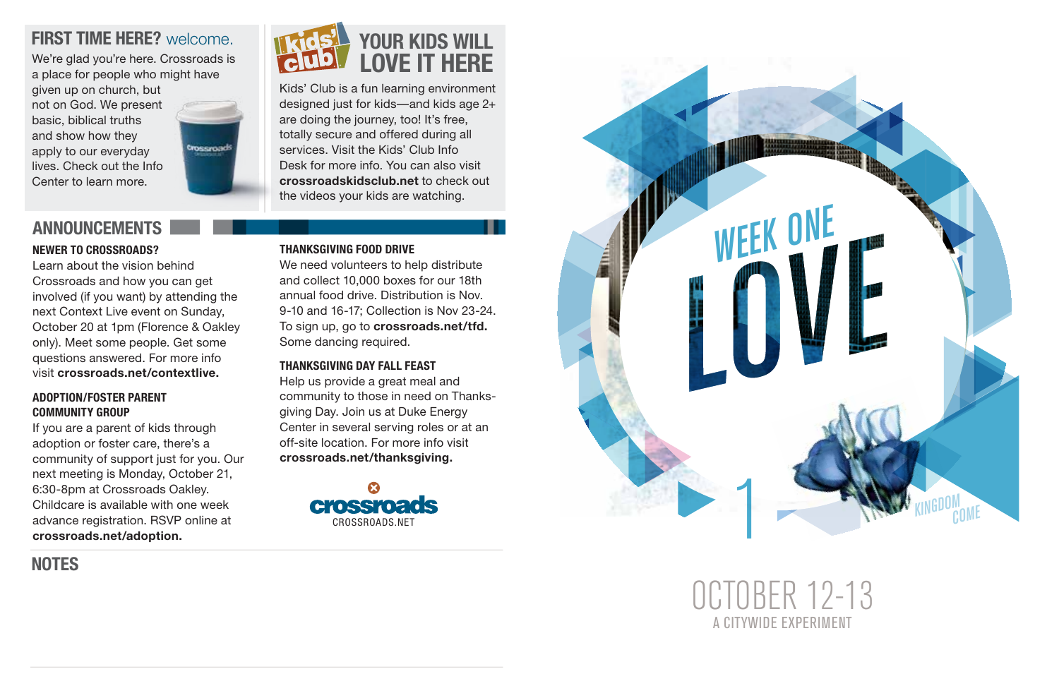## FIRST TIME HERE? welcome.

We're glad you're here. Crossroads is a place for people who might have given up on church, but not on God. We present basic, biblical truths and show how they apply to our everyday lives. Check out the Info Center to learn more.

## YOUR KIDS WILL LOVE IT HERE

Kids' Club is a fun learning environment designed just for kids—and kids age 2+ are doing the journey, too! It's free, totally secure and offered during all services. Visit the Kids' Club Info Desk for more info. You can also visit **crossroadskidsclub.net** to check out the videos your kids are watching.

## ANNOUNCEMENTS

### NEWER TO CROSSROADS?

Learn about the vision behind Crossroads and how you can get involved (if you want) by attending the next Context Live event on Sunday, October 20 at 1pm (Florence & Oakley only). Meet some people. Get some questions answered. For more info visit **crossroads.net/contextlive.**

### ADOPTION/FOSTER PARENT COMMUNITY GROUP

If you are a parent of kids through adoption or foster care, there's a community of support just for you. Our next meeting is Monday, October 21, 6:30-8pm at Crossroads Oakley. Childcare is available with one week advance registration. RSVP online at **crossroads.net/adoption.**

### THANKSGIVING FOOD DRIVE

We need volunteers to help distribute and collect 10,000 boxes for our 18th annual food drive. Distribution is Nov. 9-10 and 16-17; Collection is Nov 23-24. To sign up, go to **crossroads.net/tfd.** Some dancing required.

### THANKSGIVING DAY FALL FEAST

Help us provide a great meal and community to those in need on Thanksgiving Day. Join us at Duke Energy Center in several serving roles or at an off-site location. For more info visit **crossroads.net/thanksgiving.**

crossroads
CROSSROADS.NET

## NOTES

# WEEK ONE LOVE

1

KINGDOM COME

OCTOBER 12-13
A CITYWIDE EXPERIMENT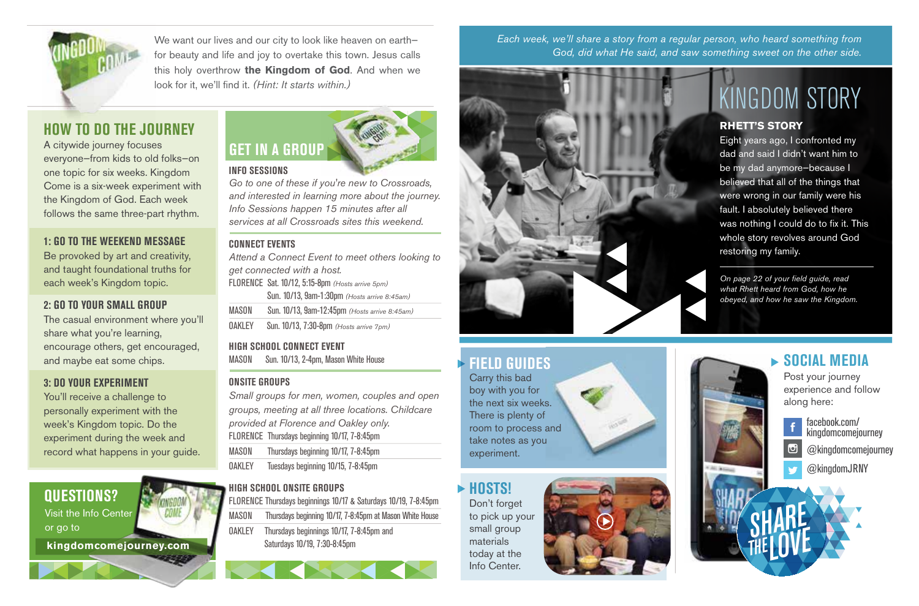We want our lives and our city to look like heaven on earth–for beauty and life and joy to overtake this town. Jesus calls this holy overthrow **the Kingdom of God**. And when we look for it, we'll find it. *(Hint: It starts within.)*

## HOW TO DO THE JOURNEY

A citywide journey focuses everyone–from kids to old folks–on one topic for six weeks. Kingdom Come is a six-week experiment with the Kingdom of God. Each week follows the same three-part rhythm.

### 1: GO TO THE WEEKEND MESSAGE

Be provoked by art and creativity, and taught foundational truths for each week's Kingdom topic.

### 2: GO TO YOUR SMALL GROUP

The casual environment where you'll share what you're learning, encourage others, get encouraged, and maybe eat some chips.

### 3: DO YOUR EXPERIMENT

You'll receive a challenge to personally experiment with the week's Kingdom topic. Do the experiment during the week and record what happens in your guide.

## QUESTIONS?

Visit the Info Center or go to

**kingdomcomejourney.com**

## GET IN A GROUP

### INFO SESSIONS

*Go to one of these if you're new to Crossroads, and interested in learning more about the journey. Info Sessions happen 15 minutes after all services at all Crossroads sites this weekend.*

### CONNECT EVENTS

*Attend a Connect Event to meet others looking to get connected with a host.*

| | |
|---|---|
| FLORENCE | Sat. 10/12, 5:15-8pm *(Hosts arrive 5pm)* |
| | Sun. 10/13, 9am-1:30pm *(Hosts arrive 8:45am)* |
| MASON | Sun. 10/13, 9am-12:45pm *(Hosts arrive 8:45am)* |
| OAKLEY | Sun. 10/13, 7:30-8pm *(Hosts arrive 7pm)* |

### HIGH SCHOOL CONNECT EVENT

MASON Sun. 10/13, 2-4pm, Mason White House

### ONSITE GROUPS

*Small groups for men, women, couples and open groups, meeting at all three locations. Childcare provided at Florence and Oakley only.*

| | |
|---|---|
| FLORENCE | Thursdays beginning 10/17, 7-8:45pm |
| MASON | Thursdays beginning 10/17, 7-8:45pm |
| OAKLEY | Tuesdays beginning 10/15, 7-8:45pm |

### HIGH SCHOOL ONSITE GROUPS

| | |
|---|---|
| FLORENCE | Thursdays beginnings 10/17 & Saturdays 10/19, 7-8:45pm |
| MASON | Thursdays beginning 10/17, 7-8:45pm at Mason White House |
| OAKLEY | Thursdays beginnings 10/17, 7-8:45pm and Saturdays 10/19, 7:30-8:45pm |

*Each week, we'll share a story from a regular person, who heard something from God, did what He said, and saw something sweet on the other side.*

## KINGDOM STORY

**RHETT'S STORY**

Eight years ago, I confronted my dad and said I didn't want him to be my dad anymore–because I believed that all of the things that were wrong in our family were his fault. I absolutely believed there was nothing I could do to fix it. This whole story revolves around God restoring my family.

*On page 22 of your field guide, read what Rhett heard from God, how he obeyed, and how he saw the Kingdom.*

## FIELD GUIDES

Carry this bad boy with you for the next six weeks. There is plenty of room to process and take notes as you experiment.

## HOSTS!

Don't forget to pick up your small group materials today at the Info Center.

## SOCIAL MEDIA

Post your journey experience and follow along here:

- facebook.com/kingdomcomejourney
- @kingdomcomejourney
- @kingdomJRNY

SHARE THE LOVE